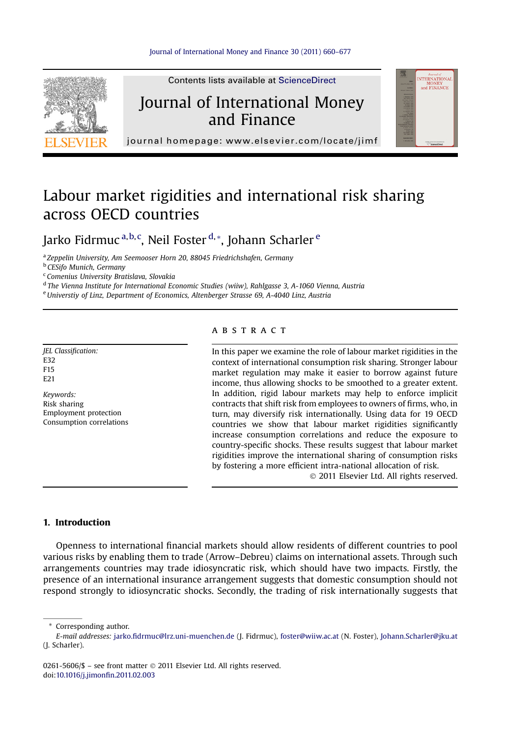# Labour market rigidities and international risk sharing across OECD countries

Jarko Fidrmuc [a,b,c], Neil Foster [d,*], Johann Scharler [e]

[a] Zeppelin University, Am Seemooser Horn 20, 88045 Friedrichshafen, Germany
[b] CESifo Munich, Germany
[c] Comenius University Bratislava, Slovakia
[d] The Vienna Institute for International Economic Studies (wiiw), Rahlgasse 3, A-1060 Vienna, Austria
[e] Universtiy of Linz, Department of Economics, Altenberger Strasse 69, A-4040 Linz, Austria

*JEL Classification:*
E32
F15
E21

*Keywords:*
Risk sharing
Employment protection
Consumption correlations

## ABSTRACT

In this paper we examine the role of labour market rigidities in the context of international consumption risk sharing. Stronger labour market regulation may make it easier to borrow against future income, thus allowing shocks to be smoothed to a greater extent. In addition, rigid labour markets may help to enforce implicit contracts that shift risk from employees to owners of firms, who, in turn, may diversify risk internationally. Using data for 19 OECD countries we show that labour market rigidities significantly increase consumption correlations and reduce the exposure to country-specific shocks. These results suggest that labour market rigidities improve the international sharing of consumption risks by fostering a more efficient intra-national allocation of risk.

© 2011 Elsevier Ltd. All rights reserved.

## 1. Introduction

Openness to international financial markets should allow residents of different countries to pool various risks by enabling them to trade (Arrow–Debreu) claims on international assets. Through such arrangements countries may trade idiosyncratic risk, which should have two impacts. Firstly, the presence of an international insurance arrangement suggests that domestic consumption should not respond strongly to idiosyncratic shocks. Secondly, the trading of risk internationally suggests that

* Corresponding author.
*E-mail addresses:* jarko.fidrmuc@lrz.uni-muenchen.de (J. Fidrmuc), foster@wiiw.ac.at (N. Foster), Johann.Scharler@jku.at (J. Scharler).

0261-5606/$ – see front matter © 2011 Elsevier Ltd. All rights reserved.
doi:10.1016/j.jimonfin.2011.02.003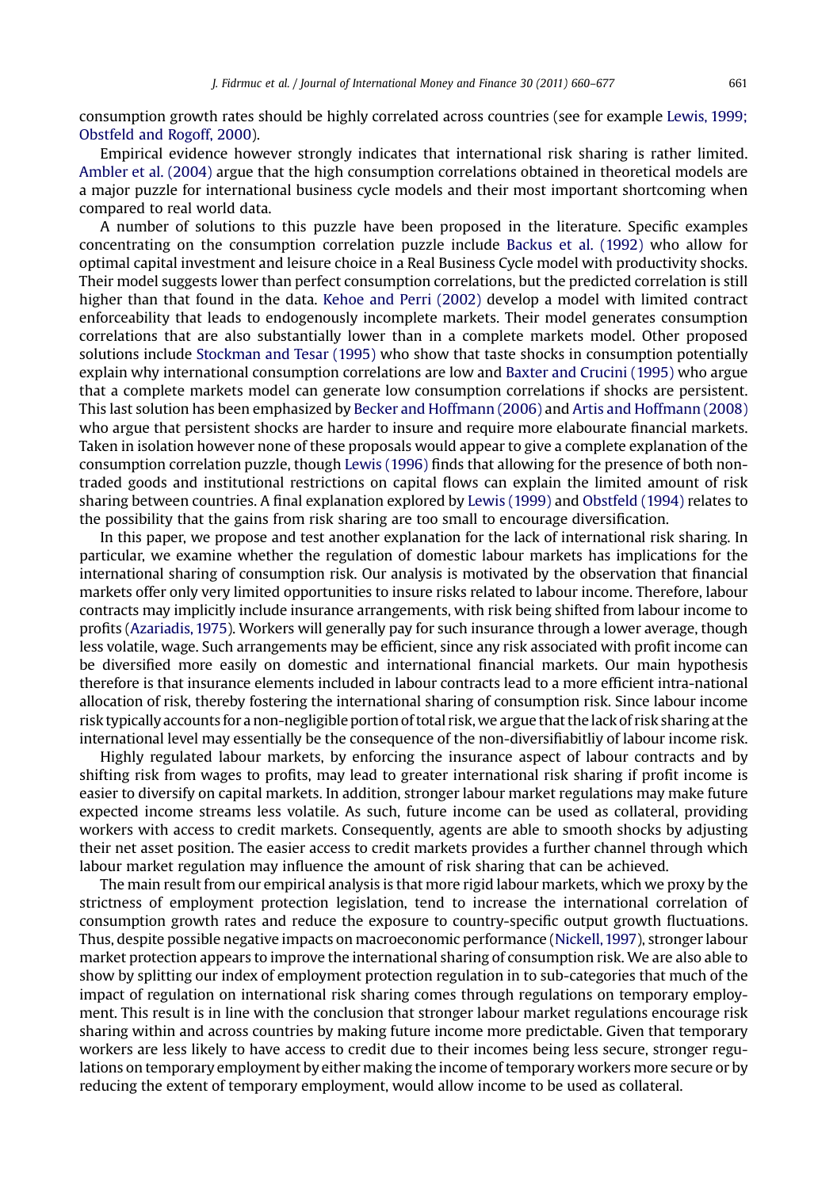consumption growth rates should be highly correlated across countries (see for example Lewis, 1999; Obstfeld and Rogoff, 2000).

Empirical evidence however strongly indicates that international risk sharing is rather limited. Ambler et al. (2004) argue that the high consumption correlations obtained in theoretical models are a major puzzle for international business cycle models and their most important shortcoming when compared to real world data.

A number of solutions to this puzzle have been proposed in the literature. Specific examples concentrating on the consumption correlation puzzle include Backus et al. (1992) who allow for optimal capital investment and leisure choice in a Real Business Cycle model with productivity shocks. Their model suggests lower than perfect consumption correlations, but the predicted correlation is still higher than that found in the data. Kehoe and Perri (2002) develop a model with limited contract enforceability that leads to endogenously incomplete markets. Their model generates consumption correlations that are also substantially lower than in a complete markets model. Other proposed solutions include Stockman and Tesar (1995) who show that taste shocks in consumption potentially explain why international consumption correlations are low and Baxter and Crucini (1995) who argue that a complete markets model can generate low consumption correlations if shocks are persistent. This last solution has been emphasized by Becker and Hoffmann (2006) and Artis and Hoffmann (2008) who argue that persistent shocks are harder to insure and require more elabourate financial markets. Taken in isolation however none of these proposals would appear to give a complete explanation of the consumption correlation puzzle, though Lewis (1996) finds that allowing for the presence of both non-traded goods and institutional restrictions on capital flows can explain the limited amount of risk sharing between countries. A final explanation explored by Lewis (1999) and Obstfeld (1994) relates to the possibility that the gains from risk sharing are too small to encourage diversification.

In this paper, we propose and test another explanation for the lack of international risk sharing. In particular, we examine whether the regulation of domestic labour markets has implications for the international sharing of consumption risk. Our analysis is motivated by the observation that financial markets offer only very limited opportunities to insure risks related to labour income. Therefore, labour contracts may implicitly include insurance arrangements, with risk being shifted from labour income to profits (Azariadis, 1975). Workers will generally pay for such insurance through a lower average, though less volatile, wage. Such arrangements may be efficient, since any risk associated with profit income can be diversified more easily on domestic and international financial markets. Our main hypothesis therefore is that insurance elements included in labour contracts lead to a more efficient intra-national allocation of risk, thereby fostering the international sharing of consumption risk. Since labour income risk typically accounts for a non-negligible portion of total risk, we argue that the lack of risk sharing at the international level may essentially be the consequence of the non-diversifiabitliy of labour income risk.

Highly regulated labour markets, by enforcing the insurance aspect of labour contracts and by shifting risk from wages to profits, may lead to greater international risk sharing if profit income is easier to diversify on capital markets. In addition, stronger labour market regulations may make future expected income streams less volatile. As such, future income can be used as collateral, providing workers with access to credit markets. Consequently, agents are able to smooth shocks by adjusting their net asset position. The easier access to credit markets provides a further channel through which labour market regulation may influence the amount of risk sharing that can be achieved.

The main result from our empirical analysis is that more rigid labour markets, which we proxy by the strictness of employment protection legislation, tend to increase the international correlation of consumption growth rates and reduce the exposure to country-specific output growth fluctuations. Thus, despite possible negative impacts on macroeconomic performance (Nickell, 1997), stronger labour market protection appears to improve the international sharing of consumption risk. We are also able to show by splitting our index of employment protection regulation in to sub-categories that much of the impact of regulation on international risk sharing comes through regulations on temporary employment. This result is in line with the conclusion that stronger labour market regulations encourage risk sharing within and across countries by making future income more predictable. Given that temporary workers are less likely to have access to credit due to their incomes being less secure, stronger regulations on temporary employment by either making the income of temporary workers more secure or by reducing the extent of temporary employment, would allow income to be used as collateral.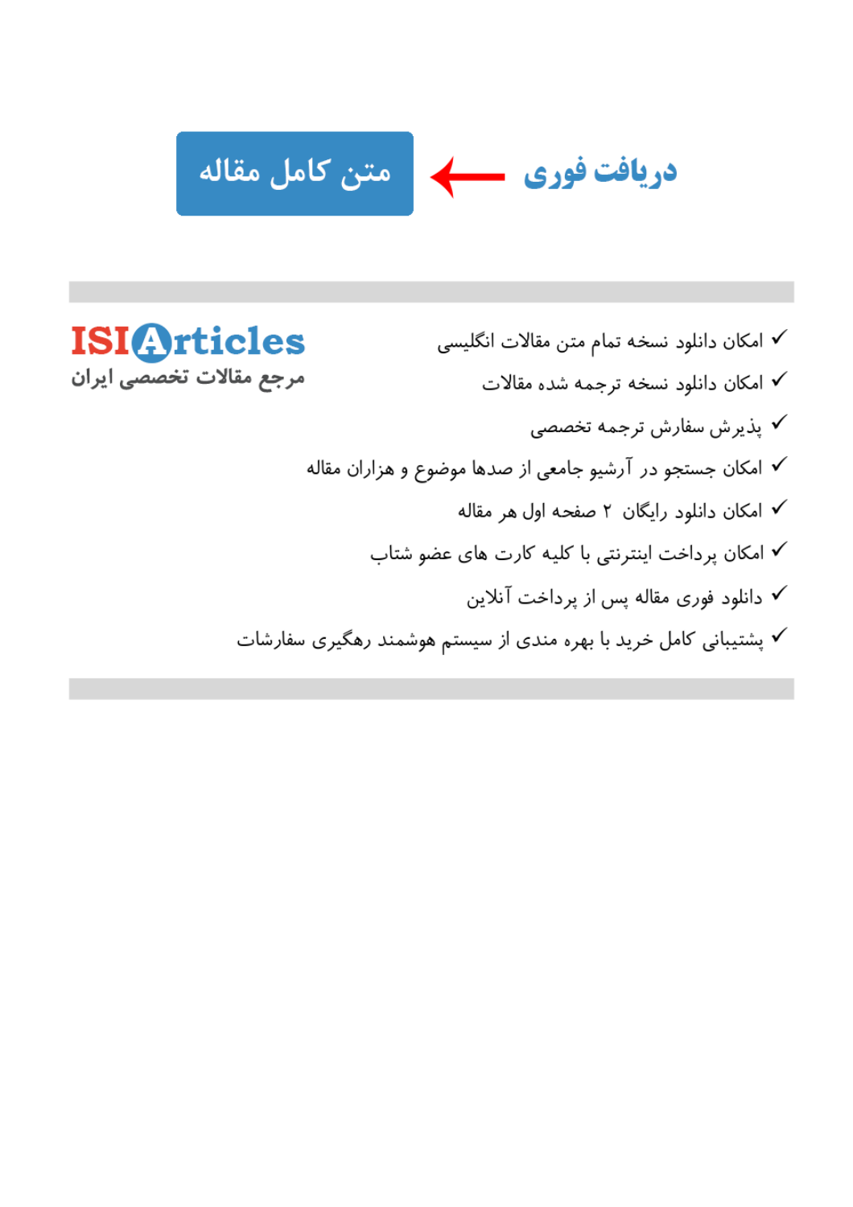دریافت فوری ← **متن کامل مقاله**

**ISIArticles**
مرجع مقالات تخصصی ایران

- ✓ امکان دانلود نسخه تمام متن مقالات انگلیسی
- ✓ امکان دانلود نسخه ترجمه شده مقالات
- ✓ پذیرش سفارش ترجمه تخصصی
- ✓ امکان جستجو در آرشیو جامعی از صدها موضوع و هزاران مقاله
- ✓ امکان دانلود رایگان ۲ صفحه اول هر مقاله
- ✓ امکان پرداخت اینترنتی با کلیه کارت های عضو شتاب
- ✓ دانلود فوری مقاله پس از پرداخت آنلاین
- ✓ پشتیبانی کامل خرید با بهره مندی از سیستم هوشمند رهگیری سفارشات